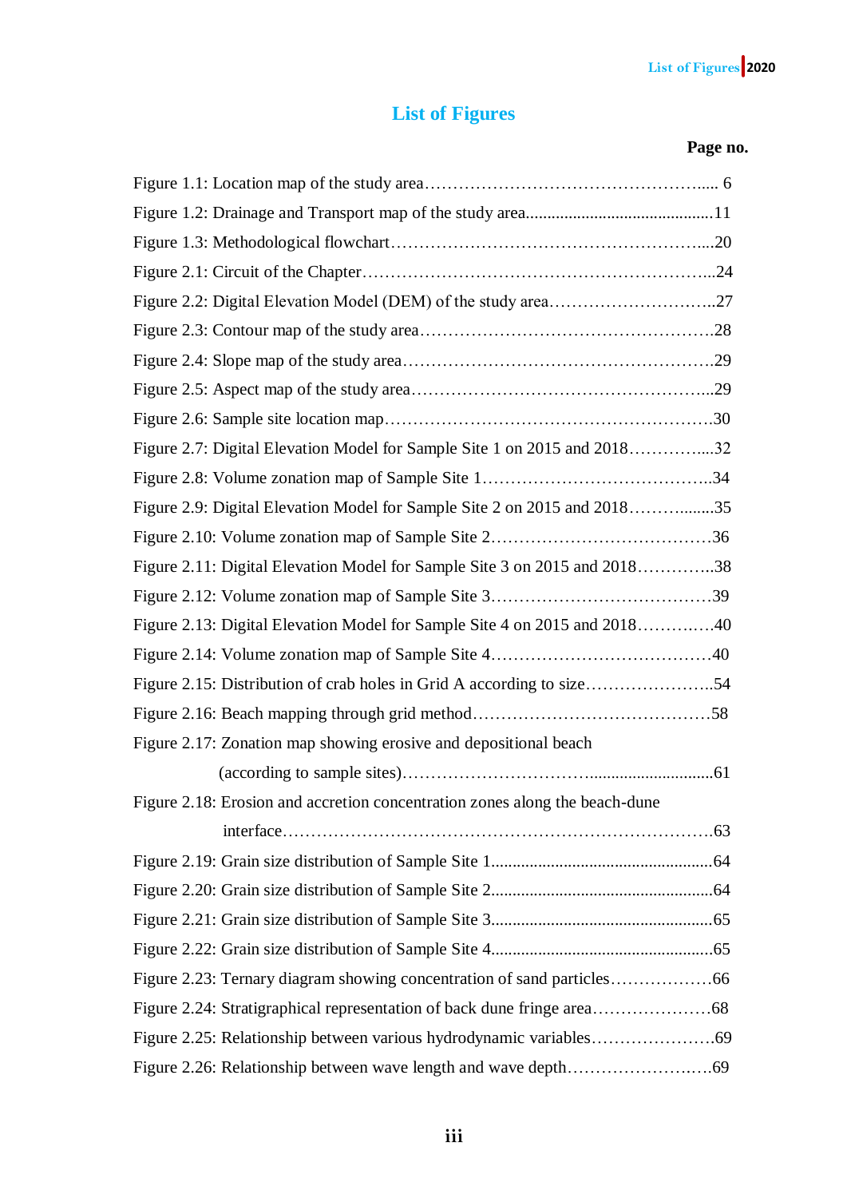# List of Figures

**Page no.**

| Figure | Page no. |
|---|---|
| Figure 1.1: Location map of the study area | 6 |
| Figure 1.2: Drainage and Transport map of the study area | 11 |
| Figure 1.3: Methodological flowchart | 20 |
| Figure 2.1: Circuit of the Chapter | 24 |
| Figure 2.2: Digital Elevation Model (DEM) of the study area | 27 |
| Figure 2.3: Contour map of the study area | 28 |
| Figure 2.4: Slope map of the study area | 29 |
| Figure 2.5: Aspect map of the study area | 29 |
| Figure 2.6: Sample site location map | 30 |
| Figure 2.7: Digital Elevation Model for Sample Site 1 on 2015 and 2018 | 32 |
| Figure 2.8: Volume zonation map of Sample Site 1 | 34 |
| Figure 2.9: Digital Elevation Model for Sample Site 2 on 2015 and 2018 | 35 |
| Figure 2.10: Volume zonation map of Sample Site 2 | 36 |
| Figure 2.11: Digital Elevation Model for Sample Site 3 on 2015 and 2018 | 38 |
| Figure 2.12: Volume zonation map of Sample Site 3 | 39 |
| Figure 2.13: Digital Elevation Model for Sample Site 4 on 2015 and 2018 | 40 |
| Figure 2.14: Volume zonation map of Sample Site 4 | 40 |
| Figure 2.15: Distribution of crab holes in Grid A according to size | 54 |
| Figure 2.16: Beach mapping through grid method | 58 |
| Figure 2.17: Zonation map showing erosive and depositional beach (according to sample sites) | 61 |
| Figure 2.18: Erosion and accretion concentration zones along the beach-dune interface | 63 |
| Figure 2.19: Grain size distribution of Sample Site 1 | 64 |
| Figure 2.20: Grain size distribution of Sample Site 2 | 64 |
| Figure 2.21: Grain size distribution of Sample Site 3 | 65 |
| Figure 2.22: Grain size distribution of Sample Site 4 | 65 |
| Figure 2.23: Ternary diagram showing concentration of sand particles | 66 |
| Figure 2.24: Stratigraphical representation of back dune fringe area | 68 |
| Figure 2.25: Relationship between various hydrodynamic variables | 69 |
| Figure 2.26: Relationship between wave length and wave depth | 69 |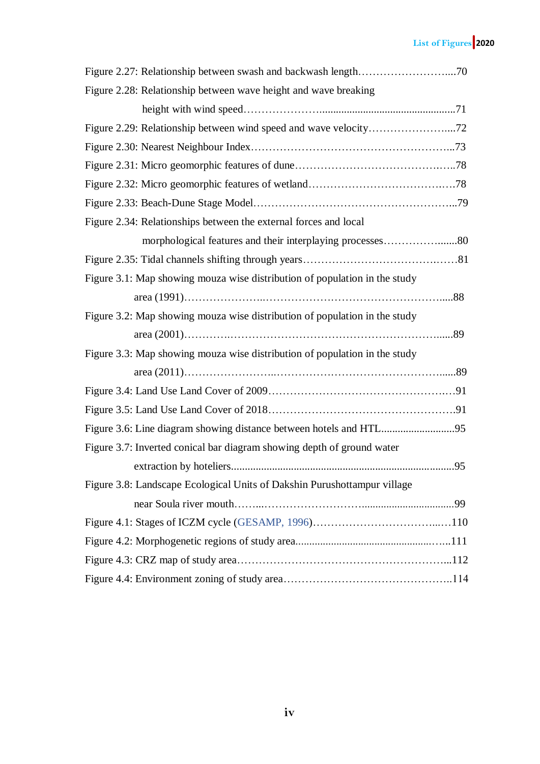Figure 2.27: Relationship between swash and backwash length……………………....70

Figure 2.28: Relationship between wave height and wave breaking height with wind speed…………………...................................................71

Figure 2.29: Relationship between wind speed and wave velocity…………………....72

Figure 2.30: Nearest Neighbour Index………………………………………………...73

Figure 2.31: Micro geomorphic features of dune…………………………………..…..78

Figure 2.32: Micro geomorphic features of wetland…………………………….….…78

Figure 2.33: Beach-Dune Stage Model………………………………………………...79

Figure 2.34: Relationships between the external forces and local morphological features and their interplaying processes……………........80

Figure 2.35: Tidal channels shifting through years……………………………….……81

Figure 3.1: Map showing mouza wise distribution of population in the study area (1991)…………………..…………………………………………….....88

Figure 3.2: Map showing mouza wise distribution of population in the study area (2001)………….………………………………………………….....89

Figure 3.3: Map showing mouza wise distribution of population in the study area (2011)……………………..…………………………………………......89

Figure 3.4: Land Use Land Cover of 2009…………………………………………….91

Figure 3.5: Land Use Land Cover of 2018…………………………………………….91

Figure 3.6: Line diagram showing distance between hotels and HTL..........................95

Figure 3.7: Inverted conical bar diagram showing depth of ground water extraction by hoteliers...................................................................................95

Figure 3.8: Landscape Ecological Units of Dakshin Purushottampur village near Soula river mouth……...………………………..................................99

Figure 4.1: Stages of ICZM cycle (GESAMP, 1996)……………………………...…110

Figure 4.2: Morphogenetic regions of study area....................................................…..111

Figure 4.3: CRZ map of study area…………………………………………………...112

Figure 4.4: Environment zoning of study area………………………………………..114